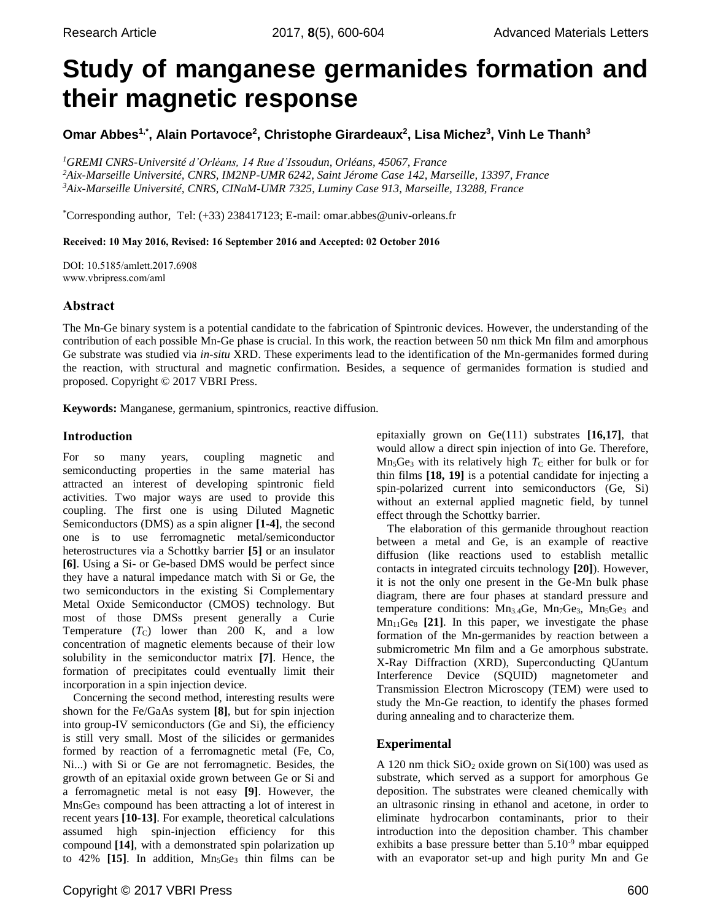# Study of manganese germanides formation and their magnetic response

**Omar Abbes[1,*], Alain Portavoce[2], Christophe Girardeaux[2], Lisa Michez[3], Vinh Le Thanh[3]**

[1] *GREMI CNRS-Université d'Orléans, 14 Rue d'Issoudun, Orléans, 45067, France*
[2] *Aix-Marseille Université, CNRS, IM2NP-UMR 6242, Saint Jérome Case 142, Marseille, 13397, France*
[3] *Aix-Marseille Université, CNRS, CINaM-UMR 7325, Luminy Case 913, Marseille, 13288, France*

[*] Corresponding author, Tel: (+33) 238417123; E-mail: omar.abbes@univ-orleans.fr

**Received: 10 May 2016, Revised: 16 September 2016 and Accepted: 02 October 2016**

DOI: 10.5185/amlett.2017.6908
www.vbripress.com/aml

## Abstract

The Mn-Ge binary system is a potential candidate to the fabrication of Spintronic devices. However, the understanding of the contribution of each possible Mn-Ge phase is crucial. In this work, the reaction between 50 nm thick Mn film and amorphous Ge substrate was studied via *in-situ* XRD. These experiments lead to the identification of the Mn-germanides formed during the reaction, with structural and magnetic confirmation. Besides, a sequence of germanides formation is studied and proposed. Copyright © 2017 VBRI Press.

**Keywords:** Manganese, germanium, spintronics, reactive diffusion.

## Introduction

For so many years, coupling magnetic and semiconducting properties in the same material has attracted an interest of developing spintronic field activities. Two major ways are used to provide this coupling. The first one is using Diluted Magnetic Semiconductors (DMS) as a spin aligner **[1-4]**, the second one is to use ferromagnetic metal/semiconductor heterostructures via a Schottky barrier **[5]** or an insulator **[6]**. Using a Si- or Ge-based DMS would be perfect since they have a natural impedance match with Si or Ge, the two semiconductors in the existing Si Complementary Metal Oxide Semiconductor (CMOS) technology. But most of those DMSs present generally a Curie Temperature ($T_C$) lower than 200 K, and a low concentration of magnetic elements because of their low solubility in the semiconductor matrix **[7]**. Hence, the formation of precipitates could eventually limit their incorporation in a spin injection device.

Concerning the second method, interesting results were shown for the Fe/GaAs system **[8]**, but for spin injection into group-IV semiconductors (Ge and Si), the efficiency is still very small. Most of the silicides or germanides formed by reaction of a ferromagnetic metal (Fe, Co, Ni...) with Si or Ge are not ferromagnetic. Besides, the growth of an epitaxial oxide grown between Ge or Si and a ferromagnetic metal is not easy **[9]**. However, the $Mn_5Ge_3$ compound has been attracting a lot of interest in recent years **[10-13]**. For example, theoretical calculations assumed high spin-injection efficiency for this compound **[14]**, with a demonstrated spin polarization up to 42% **[15]**. In addition, $Mn_5Ge_3$ thin films can be epitaxially grown on Ge(111) substrates **[16,17]**, that would allow a direct spin injection of into Ge. Therefore, $Mn_5Ge_3$ with its relatively high $T_C$ either for bulk or for thin films **[18, 19]** is a potential candidate for injecting a spin-polarized current into semiconductors (Ge, Si) without an external applied magnetic field, by tunnel effect through the Schottky barrier.

The elaboration of this germanide throughout reaction between a metal and Ge, is an example of reactive diffusion (like reactions used to establish metallic contacts in integrated circuits technology **[20]**). However, it is not the only one present in the Ge-Mn bulk phase diagram, there are four phases at standard pressure and temperature conditions: $Mn_{3.4}Ge$, $Mn_7Ge_3$, $Mn_5Ge_3$ and $Mn_{11}Ge_8$ **[21]**. In this paper, we investigate the phase formation of the Mn-germanides by reaction between a submicrometric Mn film and a Ge amorphous substrate. X-Ray Diffraction (XRD), Superconducting QUantum Interference Device (SQUID) magnetometer and Transmission Electron Microscopy (TEM) were used to study the Mn-Ge reaction, to identify the phases formed during annealing and to characterize them.

## Experimental

A 120 nm thick $SiO_2$ oxide grown on Si(100) was used as substrate, which served as a support for amorphous Ge deposition. The substrates were cleaned chemically with an ultrasonic rinsing in ethanol and acetone, in order to eliminate hydrocarbon contaminants, prior to their introduction into the deposition chamber. This chamber exhibits a base pressure better than $5.10^{-9}$ mbar equipped with an evaporator set-up and high purity Mn and Ge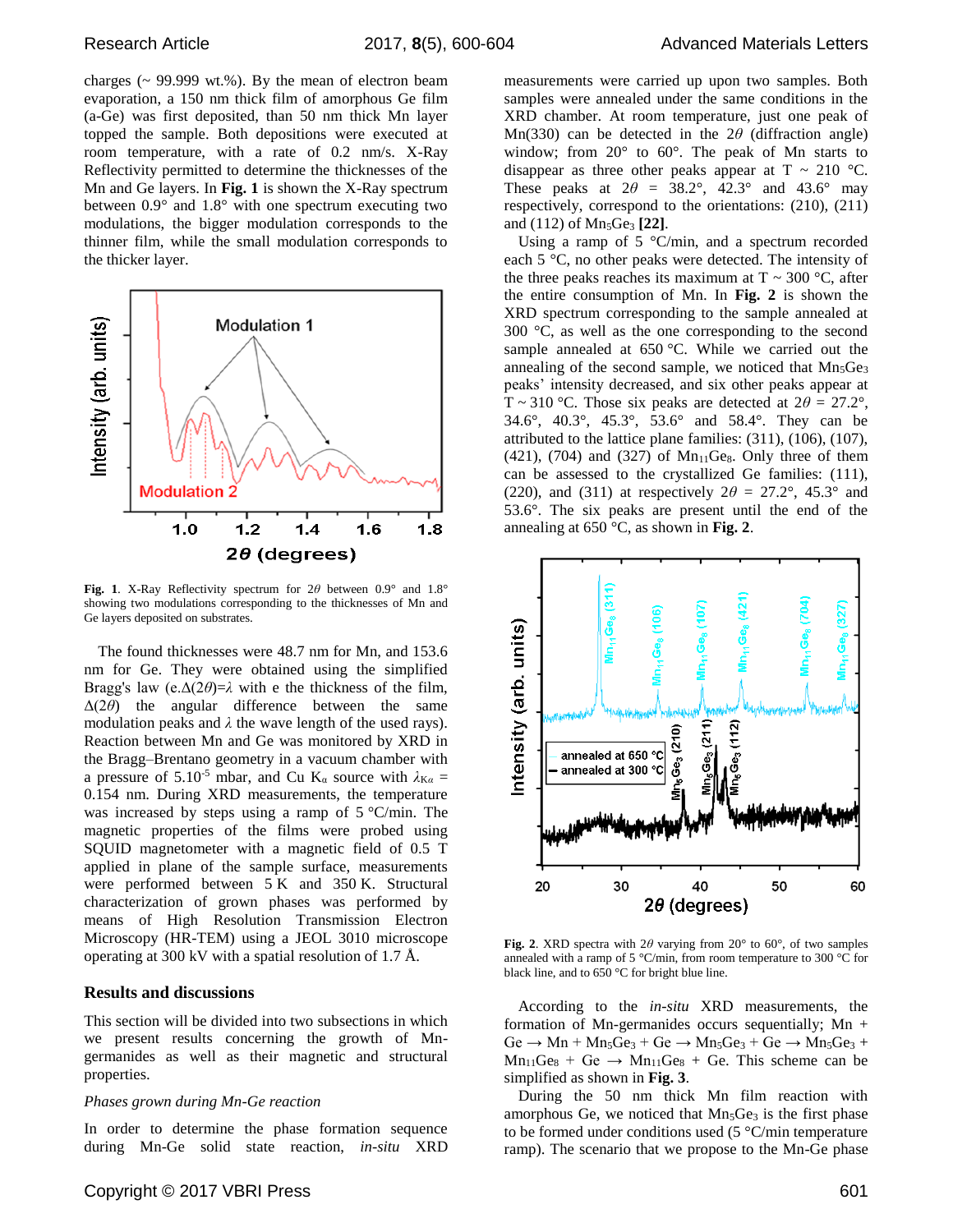charges (~ 99.999 wt.%). By the mean of electron beam evaporation, a 150 nm thick film of amorphous Ge film (a-Ge) was first deposited, than 50 nm thick Mn layer topped the sample. Both depositions were executed at room temperature, with a rate of 0.2 nm/s. X-Ray Reflectivity permitted to determine the thicknesses of the Mn and Ge layers. In **Fig. 1** is shown the X-Ray spectrum between 0.9° and 1.8° with one spectrum executing two modulations, the bigger modulation corresponds to the thinner film, while the small modulation corresponds to the thicker layer.

**Fig. 1**. X-Ray Reflectivity spectrum for $2\theta$ between 0.9° and 1.8° showing two modulations corresponding to the thicknesses of Mn and Ge layers deposited on substrates.

The found thicknesses were 48.7 nm for Mn, and 153.6 nm for Ge. They were obtained using the simplified Bragg's law (e.$\Delta(2\theta)=\lambda$ with e the thickness of the film, $\Delta(2\theta)$ the angular difference between the same modulation peaks and $\lambda$ the wave length of the used rays). Reaction between Mn and Ge was monitored by XRD in the Bragg–Brentano geometry in a vacuum chamber with a pressure of $5.10^{-5}$ mbar, and Cu $K_\alpha$ source with $\lambda_{K\alpha}$ = 0.154 nm. During XRD measurements, the temperature was increased by steps using a ramp of 5 °C/min. The magnetic properties of the films were probed using SQUID magnetometer with a magnetic field of 0.5 T applied in plane of the sample surface, measurements were performed between 5 K and 350 K. Structural characterization of grown phases was performed by means of High Resolution Transmission Electron Microscopy (HR-TEM) using a JEOL 3010 microscope operating at 300 kV with a spatial resolution of 1.7 Å.

## Results and discussions

This section will be divided into two subsections in which we present results concerning the growth of Mn-germanides as well as their magnetic and structural properties.

*Phases grown during Mn-Ge reaction*

In order to determine the phase formation sequence during Mn-Ge solid state reaction, *in-situ* XRD measurements were carried up upon two samples. Both samples were annealed under the same conditions in the XRD chamber. At room temperature, just one peak of Mn(330) can be detected in the $2\theta$ (diffraction angle) window; from 20° to 60°. The peak of Mn starts to disappear as three other peaks appear at T ~ 210 °C. These peaks at $2\theta$ = 38.2°, 42.3° and 43.6° may respectively, correspond to the orientations: (210), (211) and (112) of $Mn_5Ge_3$ **[22]**.

Using a ramp of 5 °C/min, and a spectrum recorded each 5 °C, no other peaks were detected. The intensity of the three peaks reaches its maximum at T ~ 300 °C, after the entire consumption of Mn. In **Fig. 2** is shown the XRD spectrum corresponding to the sample annealed at 300 °C, as well as the one corresponding to the second sample annealed at 650 °C. While we carried out the annealing of the second sample, we noticed that $Mn_5Ge_3$ peaks' intensity decreased, and six other peaks appear at T ~ 310 °C. Those six peaks are detected at $2\theta$ = 27.2°, 34.6°, 40.3°, 45.3°, 53.6° and 58.4°. They can be attributed to the lattice plane families: (311), (106), (107), (421), (704) and (327) of $Mn_{11}Ge_8$. Only three of them can be assessed to the crystallized Ge families: (111), (220), and (311) at respectively $2\theta$ = 27.2°, 45.3° and 53.6°. The six peaks are present until the end of the annealing at 650 °C, as shown in **Fig. 2**.

**Fig. 2**. XRD spectra with $2\theta$ varying from 20° to 60°, of two samples annealed with a ramp of 5 °C/min, from room temperature to 300 °C for black line, and to 650 °C for bright blue line.

According to the *in-situ* XRD measurements, the formation of Mn-germanides occurs sequentially; Mn + Ge → Mn + $Mn_5Ge_3$ + Ge → $Mn_5Ge_3$ + Ge → $Mn_5Ge_3$ + $Mn_{11}Ge_8$ + Ge → $Mn_{11}Ge_8$ + Ge. This scheme can be simplified as shown in **Fig. 3**.

During the 50 nm thick Mn film reaction with amorphous Ge, we noticed that $Mn_5Ge_3$ is the first phase to be formed under conditions used (5 °C/min temperature ramp). The scenario that we propose to the Mn-Ge phase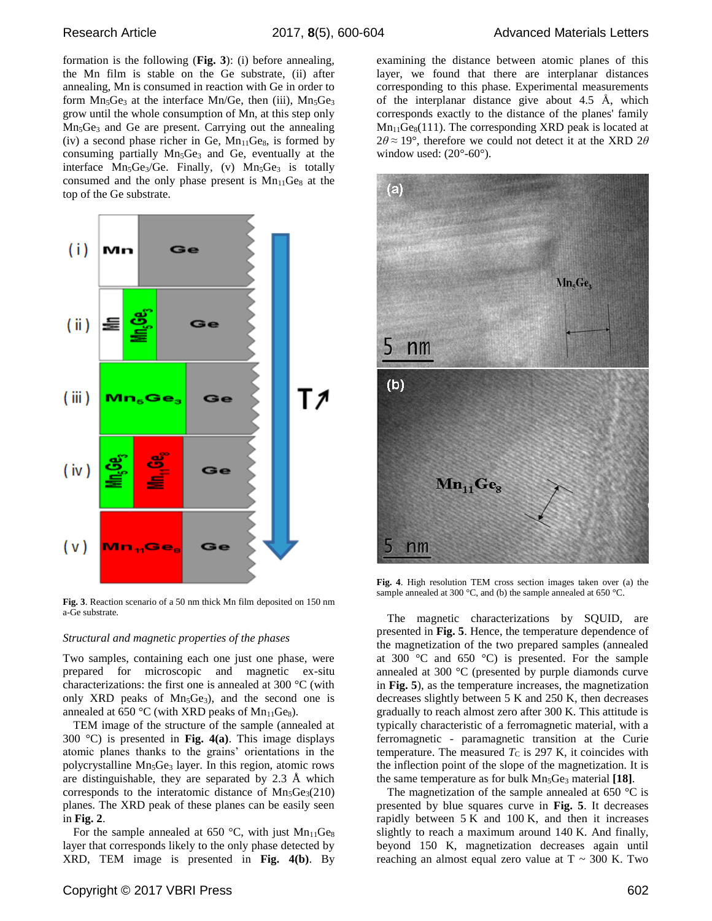formation is the following (**Fig. 3**): (i) before annealing, the Mn film is stable on the Ge substrate, (ii) after annealing, Mn is consumed in reaction with Ge in order to form $Mn_5Ge_3$ at the interface Mn/Ge, then (iii), $Mn_5Ge_3$ grow until the whole consumption of Mn, at this step only $Mn_5Ge_3$ and Ge are present. Carrying out the annealing (iv) a second phase richer in Ge, $Mn_{11}Ge_8$, is formed by consuming partially $Mn_5Ge_3$ and Ge, eventually at the interface $Mn_5Ge_3$/Ge. Finally, (v) $Mn_5Ge_3$ is totally consumed and the only phase present is $Mn_{11}Ge_8$ at the top of the Ge substrate.

**Fig. 3**. Reaction scenario of a 50 nm thick Mn film deposited on 150 nm a-Ge substrate.

*Structural and magnetic properties of the phases*

Two samples, containing each one just one phase, were prepared for microscopic and magnetic ex-situ characterizations: the first one is annealed at 300 °C (with only XRD peaks of $Mn_5Ge_3$), and the second one is annealed at 650 °C (with XRD peaks of $Mn_{11}Ge_8$).

TEM image of the structure of the sample (annealed at 300 °C) is presented in **Fig. 4(a)**. This image displays atomic planes thanks to the grains' orientations in the polycrystalline $Mn_5Ge_3$ layer. In this region, atomic rows are distinguishable, they are separated by 2.3 Å which corresponds to the interatomic distance of $Mn_5Ge_3$(210) planes. The XRD peak of these planes can be easily seen in **Fig. 2**.

For the sample annealed at 650 °C, with just $Mn_{11}Ge_8$ layer that corresponds likely to the only phase detected by XRD, TEM image is presented in **Fig. 4(b)**. By examining the distance between atomic planes of this layer, we found that there are interplanar distances corresponding to this phase. Experimental measurements of the interplanar distance give about 4.5 Å, which corresponds exactly to the distance of the planes' family $Mn_{11}Ge_8$(111). The corresponding XRD peak is located at $2\theta \approx 19°$, therefore we could not detect it at the XRD $2\theta$ window used: (20°-60°).

**Fig. 4**. High resolution TEM cross section images taken over (a) the sample annealed at 300 °C, and (b) the sample annealed at 650 °C.

The magnetic characterizations by SQUID, are presented in **Fig. 5**. Hence, the temperature dependence of the magnetization of the two prepared samples (annealed at 300 °C and 650 °C) is presented. For the sample annealed at 300 °C (presented by purple diamonds curve in **Fig. 5**), as the temperature increases, the magnetization decreases slightly between 5 K and 250 K, then decreases gradually to reach almost zero after 300 K. This attitude is typically characteristic of a ferromagnetic material, with a ferromagnetic - paramagnetic transition at the Curie temperature. The measured $T_C$ is 297 K, it coincides with the inflection point of the slope of the magnetization. It is the same temperature as for bulk $Mn_5Ge_3$ material **[18]**.

The magnetization of the sample annealed at 650 °C is presented by blue squares curve in **Fig. 5**. It decreases rapidly between 5 K and 100 K, and then it increases slightly to reach a maximum around 140 K. And finally, beyond 150 K, magnetization decreases again until reaching an almost equal zero value at T ~ 300 K. Two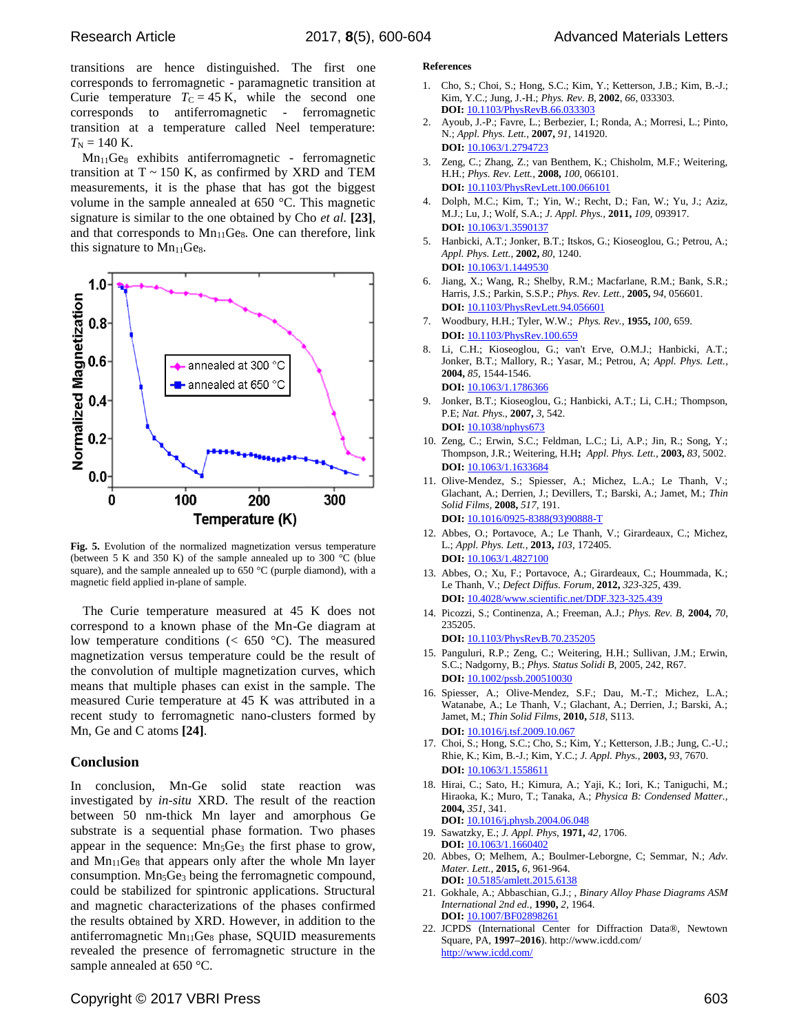transitions are hence distinguished. The first one corresponds to ferromagnetic - paramagnetic transition at Curie temperature $T_C = 45$ K, while the second one corresponds to antiferromagnetic - ferromagnetic transition at a temperature called Neel temperature: $T_N = 140$ K.

$Mn_{11}Ge_8$ exhibits antiferromagnetic - ferromagnetic transition at T ~ 150 K, as confirmed by XRD and TEM measurements, it is the phase that has got the biggest volume in the sample annealed at 650 °C. This magnetic signature is similar to the one obtained by Cho *et al.* **[23]**, and that corresponds to $Mn_{11}Ge_8$. One can therefore, link this signature to $Mn_{11}Ge_8$.

**Fig. 5.** Evolution of the normalized magnetization versus temperature (between 5 K and 350 K) of the sample annealed up to 300 °C (blue square), and the sample annealed up to 650 °C (purple diamond), with a magnetic field applied in-plane of sample.

The Curie temperature measured at 45 K does not correspond to a known phase of the Mn-Ge diagram at low temperature conditions (< 650 °C). The measured magnetization versus temperature could be the result of the convolution of multiple magnetization curves, which means that multiple phases can exist in the sample. The measured Curie temperature at 45 K was attributed in a recent study to ferromagnetic nano-clusters formed by Mn, Ge and C atoms **[24]**.

## Conclusion

In conclusion, Mn-Ge solid state reaction was investigated by *in-situ* XRD. The result of the reaction between 50 nm-thick Mn layer and amorphous Ge substrate is a sequential phase formation. Two phases appear in the sequence: $Mn_5Ge_3$ the first phase to grow, and $Mn_{11}Ge_8$ that appears only after the whole Mn layer consumption. $Mn_5Ge_3$ being the ferromagnetic compound, could be stabilized for spintronic applications. Structural and magnetic characterizations of the phases confirmed the results obtained by XRD. However, in addition to the antiferromagnetic $Mn_{11}Ge_8$ phase, SQUID measurements revealed the presence of ferromagnetic structure in the sample annealed at 650 °C.

**References**

1. Cho, S.; Choi, S.; Hong, S.C.; Kim, Y.; Ketterson, J.B.; Kim, B.-J.; Kim, Y.C.; Jung, J.-H.; *Phys. Rev. B*, **2002**, *66*, 033303. **DOI:** 10.1103/PhysRevB.66.033303
2. Ayoub, J.-P.; Favre, L.; Berbezier, I.; Ronda, A.; Morresi, L.; Pinto, N.; *Appl. Phys. Lett.*, **2007**, *91*, 141920. **DOI:** 10.1063/1.2794723
3. Zeng, C.; Zhang, Z.; van Benthem, K.; Chisholm, M.F.; Weitering, H.H.; *Phys. Rev. Lett.*, **2008,** *100*, 066101. **DOI:** 10.1103/PhysRevLett.100.066101
4. Dolph, M.C.; Kim, T.; Yin, W.; Recht, D.; Fan, W.; Yu, J.; Aziz, M.J.; Lu, J.; Wolf, S.A.; *J. Appl. Phys.*, **2011,** *109*, 093917. **DOI:** 10.1063/1.3590137
5. Hanbicki, A.T.; Jonker, B.T.; Itskos, G.; Kioseoglou, G.; Petrou, A.; *Appl. Phys. Lett.*, **2002,** *80*, 1240. **DOI:** 10.1063/1.1449530
6. Jiang, X.; Wang, R.; Shelby, R.M.; Macfarlane, R.M.; Bank, S.R.; Harris, J.S.; Parkin, S.S.P.; *Phys. Rev. Lett.*, **2005,** *94*, 056601. **DOI:** 10.1103/PhysRevLett.94.056601
7. Woodbury, H.H.; Tyler, W.W.; *Phys. Rev.*, **1955,** *100*, 659. **DOI:** 10.1103/PhysRev.100.659
8. Li, C.H.; Kioseoglou, G.; van't Erve, O.M.J.; Hanbicki, A.T.; Jonker, B.T.; Mallory, R.; Yasar, M.; Petrou, A; *Appl. Phys. Lett.*, **2004,** *85*, 1544-1546. **DOI:** 10.1063/1.1786366
9. Jonker, B.T.; Kioseoglou, G.; Hanbicki, A.T.; Li, C.H.; Thompson, P.E; *Nat. Phys.*, **2007,** *3*, 542. **DOI:** 10.1038/nphys673
10. Zeng, C.; Erwin, S.C.; Feldman, L.C.; Li, A.P.; Jin, R.; Song, Y.; Thompson, J.R.; Weitering, H.H**;** *Appl. Phys. Lett.*, **2003,** *83*, 5002. **DOI:** 10.1063/1.1633684
11. Olive-Mendez, S.; Spiesser, A.; Michez, L.A.; Le Thanh, V.; Glachant, A.; Derrien, J.; Devillers, T.; Barski, A.; Jamet, M.; *Thin Solid Films*, **2008,** *517*, 191. **DOI:** 10.1016/0925-8388(93)90888-T
12. Abbes, O.; Portavoce, A.; Le Thanh, V.; Girardeaux, C.; Michez, L.; *Appl. Phys. Lett.*, **2013,** *103*, 172405. **DOI:** 10.1063/1.4827100
13. Abbes, O.; Xu, F.; Portavoce, A.; Girardeaux, C.; Hoummada, K.; Le Thanh, V.; *Defect Diffus. Forum*, **2012,** *323-325*, 439. **DOI:** 10.4028/www.scientific.net/DDF.323-325.439
14. Picozzi, S.; Continenza, A.; Freeman, A.J.; *Phys. Rev. B*, **2004,** *70*, 235205. **DOI:** 10.1103/PhysRevB.70.235205
15. Panguluri, R.P.; Zeng, C.; Weitering, H.H.; Sullivan, J.M.; Erwin, S.C.; Nadgorny, B.; *Phys. Status Solidi B*, 2005, 242, R67. **DOI:** 10.1002/pssb.200510030
16. Spiesser, A.; Olive-Mendez, S.F.; Dau, M.-T.; Michez, L.A.; Watanabe, A.; Le Thanh, V.; Glachant, A.; Derrien, J.; Barski, A.; Jamet, M.; *Thin Solid Films*, **2010,** *518*, S113. **DOI:** 10.1016/j.tsf.2009.10.067
17. Choi, S.; Hong, S.C.; Cho, S.; Kim, Y.; Ketterson, J.B.; Jung, C.-U.; Rhie, K.; Kim, B.-J.; Kim, Y.C.; *J. Appl. Phys.*, **2003,** *93*, 7670. **DOI:** 10.1063/1.1558611
18. Hirai, C.; Sato, H.; Kimura, A.; Yaji, K.; Iori, K.; Taniguchi, M.; Hiraoka, K.; Muro, T.; Tanaka, A.; *Physica B: Condensed Matter.*, **2004,** *351*, 341. **DOI:** 10.1016/j.physb.2004.06.048
19. Sawatzky, E.; *J. Appl. Phys*, **1971,** *42*, 1706. **DOI:** 10.1063/1.1660402
20. Abbes, O; Melhem, A.; Boulmer-Leborgne, C; Semmar, N.; *Adv. Mater. Lett.*, **2015,** *6*, 961-964. **DOI:** 10.5185/amlett.2015.6138
21. Gokhale, A.; Abbaschian, G.J.; , *Binary Alloy Phase Diagrams ASM International 2nd ed.*, **1990,** *2*, 1964. **DOI:** 10.1007/BF02898261
22. JCPDS (International Center for Diffraction Data®, Newtown Square, PA, **1997–2016**). http://www.icdd.com/ http://www.icdd.com/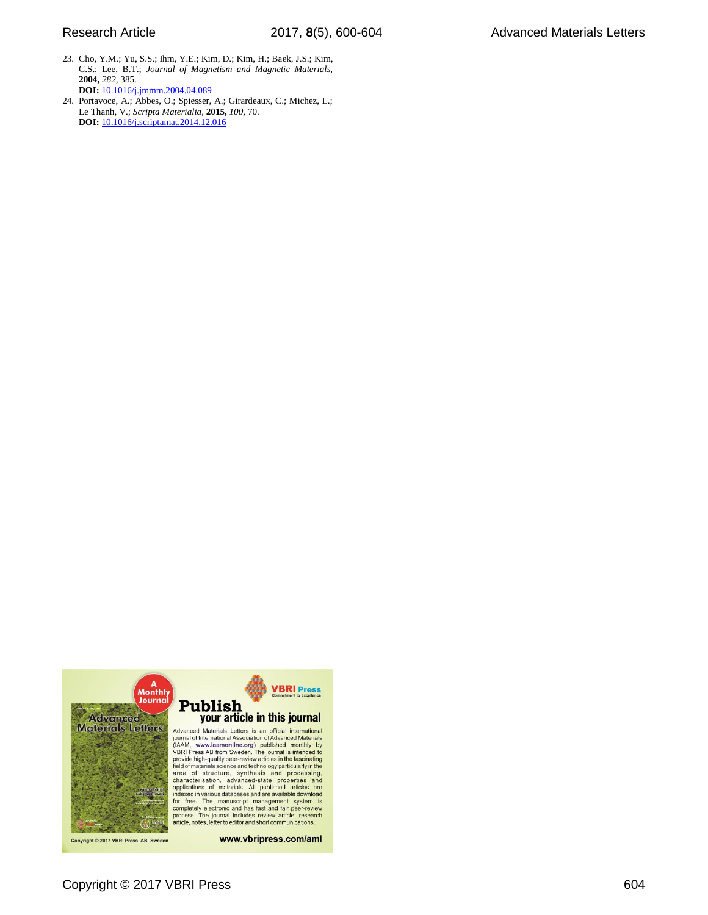23. Cho, Y.M.; Yu, S.S.; Ihm, Y.E.; Kim, D.; Kim, H.; Baek, J.S.; Kim, C.S.; Lee, B.T.; *Journal of Magnetism and Magnetic Materials*, **2004,** *282,* 385.
**DOI:** 10.1016/j.jmmm.2004.04.089
24. Portavoce, A.; Abbes, O.; Spiesser, A.; Girardeaux, C.; Michez, L.; Le Thanh, V.; *Scripta Materialia*, **2015,** *100,* 70.
**DOI:** 10.1016/j.scriptamat.2014.12.016

A Monthly Journal

Advanced Materials Letters

VBRI Press
Commitment to Excellence

**Publish**
**your article in this journal**

Advanced Materials Letters is an official international journal of International Association of Advanced Materials (IAAM, **www.iaamonline.org**) published monthly by VBRI Press AB from Sweden. The journal is intended to provide high-quality peer-review articles in the fascinating field of materials science and technology particularly in the area of structure, synthesis and processing, characterisation, advanced-state properties and applications of materials. All published articles are indexed in various databases and are available download for free. The manuscript management system is completely electronic and has fast and fair peer-review process. The journal includes review article, research article, notes, letter to editor and short communications.

Copyright © 2017 VBRI Press AB, Sweden

**www.vbripress.com/aml**